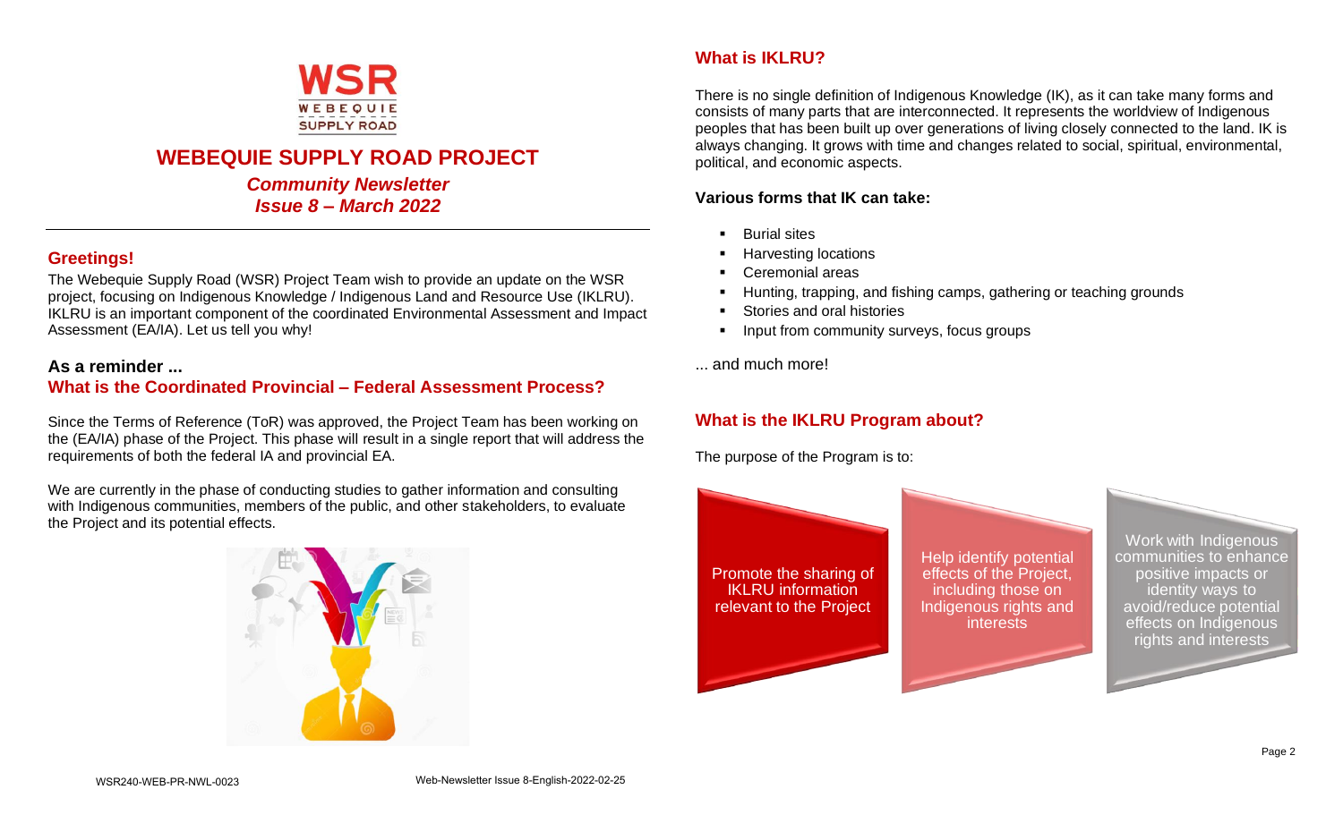# WEBEQUIE SUPPLY ROAD PROJECT

***Community Newsletter***
***Issue 8 – March 2022***

## Greetings!

The Webequie Supply Road (WSR) Project Team wish to provide an update on the WSR project, focusing on Indigenous Knowledge / Indigenous Land and Resource Use (IKLRU). IKLRU is an important component of the coordinated Environmental Assessment and Impact Assessment (EA/IA). Let us tell you why!

### As a reminder ...

## What is the Coordinated Provincial – Federal Assessment Process?

Since the Terms of Reference (ToR) was approved, the Project Team has been working on the (EA/IA) phase of the Project. This phase will result in a single report that will address the requirements of both the federal IA and provincial EA.

We are currently in the phase of conducting studies to gather information and consulting with Indigenous communities, members of the public, and other stakeholders, to evaluate the Project and its potential effects.

## What is IKLRU?

There is no single definition of Indigenous Knowledge (IK), as it can take many forms and consists of many parts that are interconnected. It represents the worldview of Indigenous peoples that has been built up over generations of living closely connected to the land. IK is always changing. It grows with time and changes related to social, spiritual, environmental, political, and economic aspects.

### Various forms that IK can take:

- Burial sites
- Harvesting locations
- Ceremonial areas
- Hunting, trapping, and fishing camps, gathering or teaching grounds
- Stories and oral histories
- Input from community surveys, focus groups

... and much more!

## What is the IKLRU Program about?

The purpose of the Program is to:

- Promote the sharing of IKLRU information relevant to the Project
- Help identify potential effects of the Project, including those on Indigenous rights and interests
- Work with Indigenous communities to enhance positive impacts or identity ways to avoid/reduce potential effects on Indigenous rights and interests

WSR240-WEB-PR-NWL-0023 Web-Newsletter Issue 8-English-2022-02-25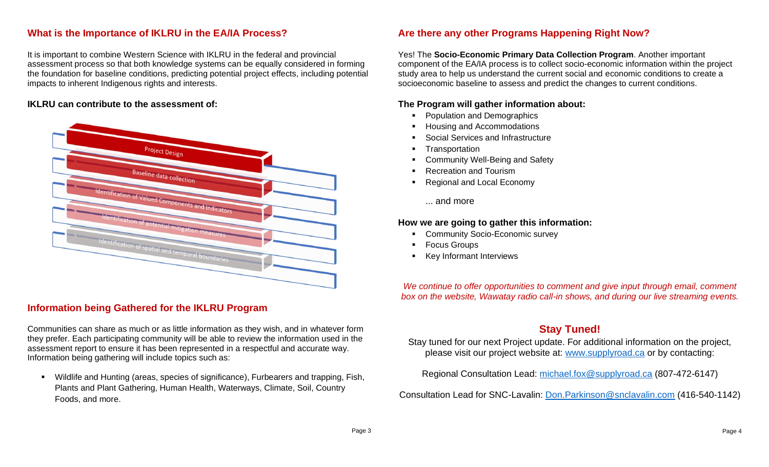## What is the Importance of IKLRU in the EA/IA Process?

It is important to combine Western Science with IKLRU in the federal and provincial assessment process so that both knowledge systems can be equally considered in forming the foundation for baseline conditions, predicting potential project effects, including potential impacts to inherent Indigenous rights and interests.

**IKLRU can contribute to the assessment of:**

Project Design

Baseline data collection

Identification of Valued Components and Indicators

Identification of potential mitigation measures

Identification of spatial and temporal boundaries

## Information being Gathered for the IKLRU Program

Communities can share as much or as little information as they wish, and in whatever form they prefer. Each participating community will be able to review the information used in the assessment report to ensure it has been represented in a respectful and accurate way. Information being gathering will include topics such as:

- Wildlife and Hunting (areas, species of significance), Furbearers and trapping, Fish, Plants and Plant Gathering, Human Health, Waterways, Climate, Soil, Country Foods, and more.

## Are there any other Programs Happening Right Now?

Yes! The **Socio-Economic Primary Data Collection Program**. Another important component of the EA/IA process is to collect socio-economic information within the project study area to help us understand the current social and economic conditions to create a socioeconomic baseline to assess and predict the changes to current conditions.

**The Program will gather information about:**

- Population and Demographics
- Housing and Accommodations
- Social Services and Infrastructure
- Transportation
- Community Well-Being and Safety
- Recreation and Tourism
- Regional and Local Economy

... and more

**How we are going to gather this information:**

- Community Socio-Economic survey
- Focus Groups
- Key Informant Interviews

*We continue to offer opportunities to comment and give input through email, comment box on the website, Wawatay radio call-in shows, and during our live streaming events.*

## Stay Tuned!

Stay tuned for our next Project update. For additional information on the project, please visit our project website at: www.supplyroad.ca or by contacting:

Regional Consultation Lead: michael.fox@supplyroad.ca (807-472-6147)

Consultation Lead for SNC-Lavalin: Don.Parkinson@snclavalin.com (416-540-1142)